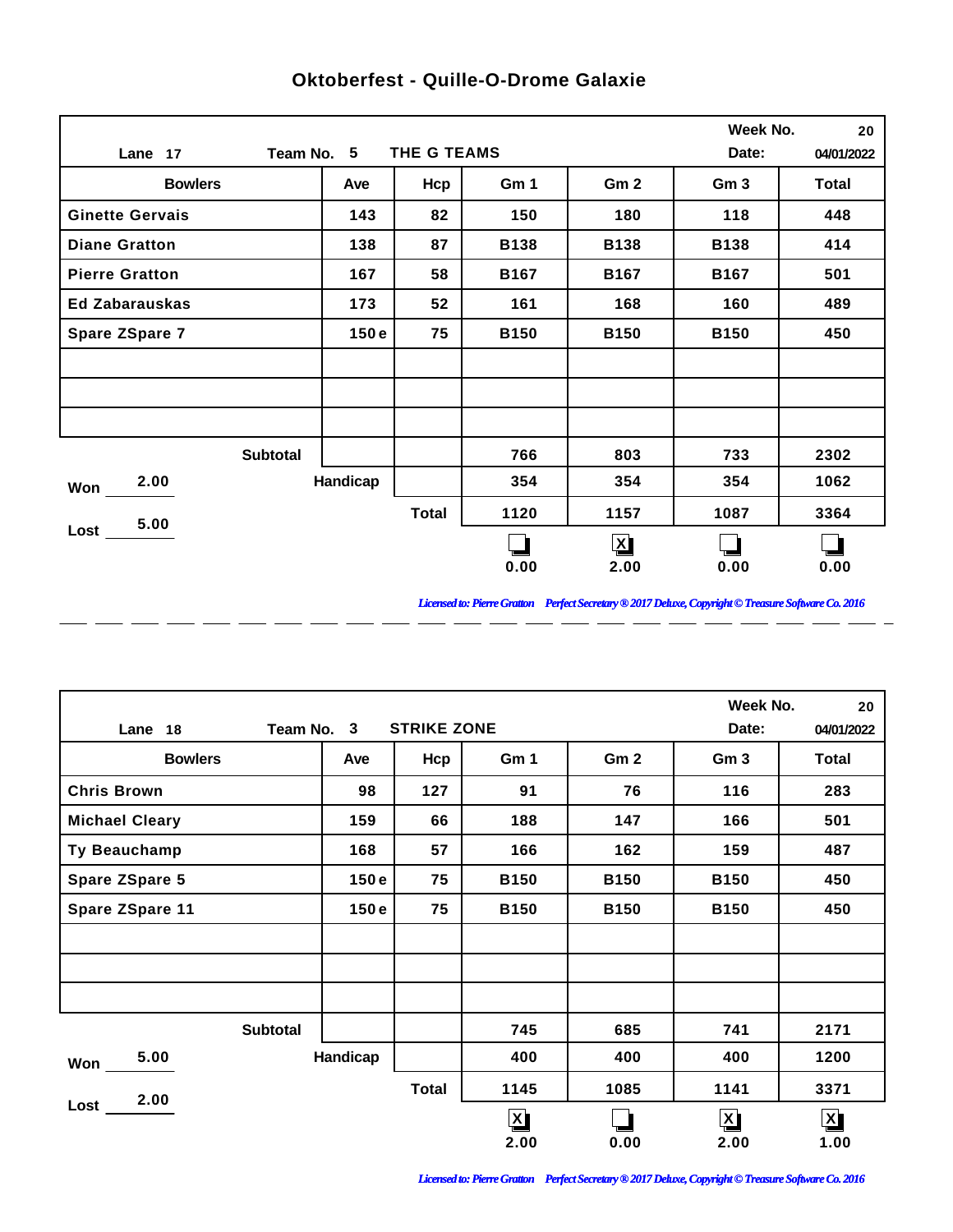# Oktoberfest - Quille-O-Drome Galaxie

**Lane** 17 **Team No.** 5 **THE G TEAMS** **Week No.** 20 **Date:** 04/01/2022

| Bowlers | Ave | Hcp | Gm 1 | Gm 2 | Gm 3 | Total |
|---|---|---|---|---|---|---|
| Ginette Gervais | 143 | 82 | 150 | 180 | 118 | 448 |
| Diane Gratton | 138 | 87 | B138 | B138 | B138 | 414 |
| Pierre Gratton | 167 | 58 | B167 | B167 | B167 | 501 |
| Ed Zabarauskas | 173 | 52 | 161 | 168 | 160 | 489 |
| Spare ZSpare 7 | 150 e | 75 | B150 | B150 | B150 | 450 |
| | | | | | | |
| | | | | | | |
| | | | | | | |
| Subtotal | | | 766 | 803 | 733 | 2302 |
| Handicap | | | 354 | 354 | 354 | 1062 |
| Total | | | 1120 | 1157 | 1087 | 3364 |
| | | | ☐ 0.00 | ☒ 2.00 | ☐ 0.00 | ☐ 0.00 |

**Won** 2.00

**Lost** 5.00

*Licensed to: Pierre Gratton Perfect Secretary ® 2017 Deluxe, Copyright © Treasure Software Co. 2016*

---

**Lane** 18 **Team No.** 3 **STRIKE ZONE** **Week No.** 20 **Date:** 04/01/2022

| Bowlers | Ave | Hcp | Gm 1 | Gm 2 | Gm 3 | Total |
|---|---|---|---|---|---|---|
| Chris Brown | 98 | 127 | 91 | 76 | 116 | 283 |
| Michael Cleary | 159 | 66 | 188 | 147 | 166 | 501 |
| Ty Beauchamp | 168 | 57 | 166 | 162 | 159 | 487 |
| Spare ZSpare 5 | 150 e | 75 | B150 | B150 | B150 | 450 |
| Spare ZSpare 11 | 150 e | 75 | B150 | B150 | B150 | 450 |
| | | | | | | |
| | | | | | | |
| | | | | | | |
| Subtotal | | | 745 | 685 | 741 | 2171 |
| Handicap | | | 400 | 400 | 400 | 1200 |
| Total | | | 1145 | 1085 | 1141 | 3371 |
| | | | ☒ 2.00 | ☐ 0.00 | ☒ 2.00 | ☒ 1.00 |

**Won** 5.00

**Lost** 2.00

*Licensed to: Pierre Gratton Perfect Secretary ® 2017 Deluxe, Copyright © Treasure Software Co. 2016*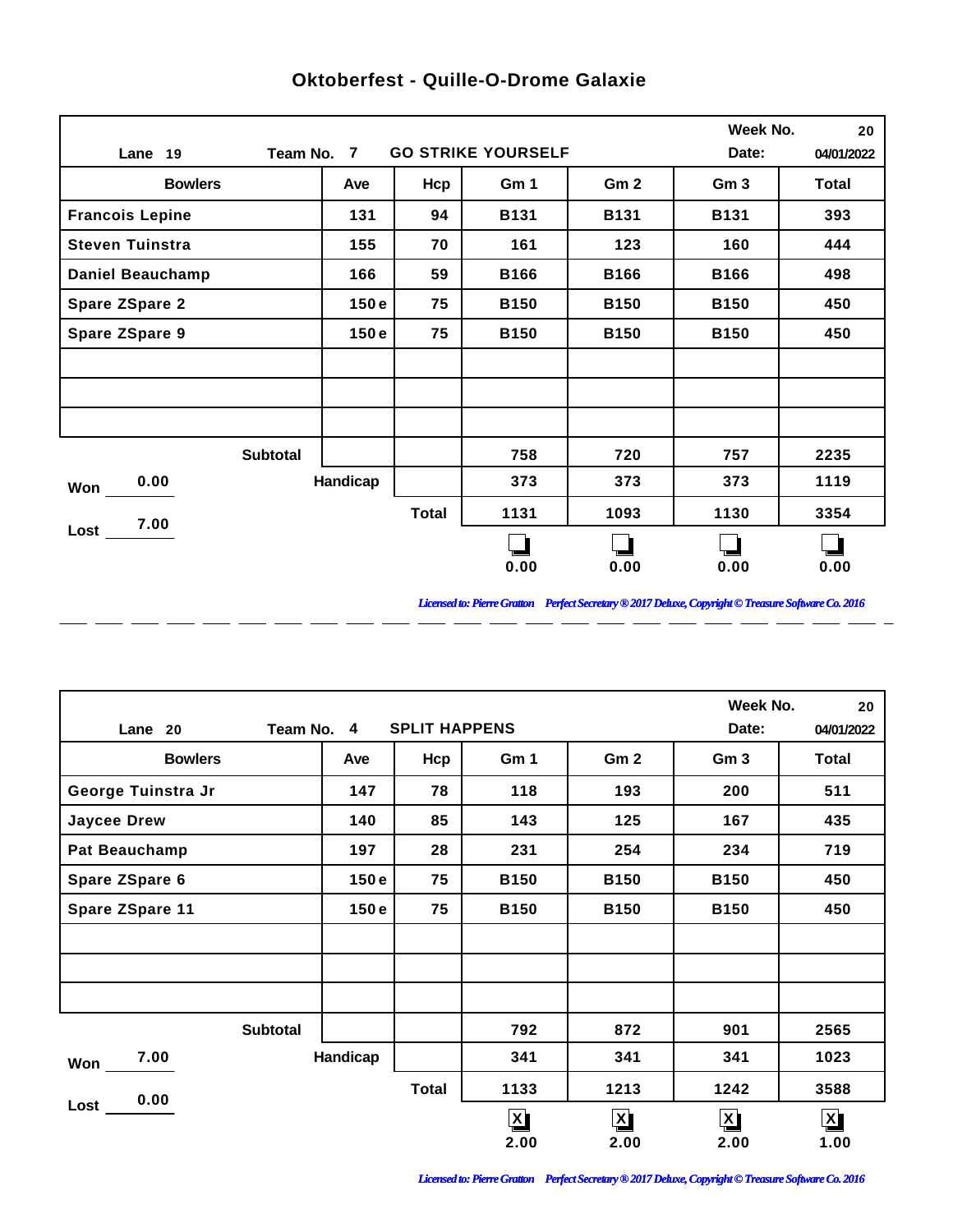# Oktoberfest - Quille-O-Drome Galaxie

| Lane 19 | Team No. 7 | GO STRIKE YOURSELF | | Week No. 20 | Date: 04/01/2022 | |
|---|---|---|---|---|---|---|
| **Bowlers** | **Ave** | **Hcp** | **Gm 1** | **Gm 2** | **Gm 3** | **Total** |
| Francois Lepine | 131 | 94 | B131 | B131 | B131 | 393 |
| Steven Tuinstra | 155 | 70 | 161 | 123 | 160 | 444 |
| Daniel Beauchamp | 166 | 59 | B166 | B166 | B166 | 498 |
| Spare ZSpare 2 | 150 e | 75 | B150 | B150 | B150 | 450 |
| Spare ZSpare 9 | 150 e | 75 | B150 | B150 | B150 | 450 |
| | | | | | | |
| | | | | | | |
| | | | | | | |
| Subtotal | | | 758 | 720 | 757 | 2235 |
| Won 0.00 | Handicap | | 373 | 373 | 373 | 1119 |
| Lost 7.00 | | Total | 1131 | 1093 | 1130 | 3354 |
| | | | ☐ 0.00 | ☐ 0.00 | ☐ 0.00 | ☐ 0.00 |

*Licensed to: Pierre Gratton Perfect Secretary ® 2017 Deluxe, Copyright © Treasure Software Co. 2016*

| Lane 20 | Team No. 4 | SPLIT HAPPENS | | Week No. 20 | Date: 04/01/2022 | |
|---|---|---|---|---|---|---|
| **Bowlers** | **Ave** | **Hcp** | **Gm 1** | **Gm 2** | **Gm 3** | **Total** |
| George Tuinstra Jr | 147 | 78 | 118 | 193 | 200 | 511 |
| Jaycee Drew | 140 | 85 | 143 | 125 | 167 | 435 |
| Pat Beauchamp | 197 | 28 | 231 | 254 | 234 | 719 |
| Spare ZSpare 6 | 150 e | 75 | B150 | B150 | B150 | 450 |
| Spare ZSpare 11 | 150 e | 75 | B150 | B150 | B150 | 450 |
| | | | | | | |
| | | | | | | |
| | | | | | | |
| Subtotal | | | 792 | 872 | 901 | 2565 |
| Won 7.00 | Handicap | | 341 | 341 | 341 | 1023 |
| Lost 0.00 | | Total | 1133 | 1213 | 1242 | 3588 |
| | | | ☒ 2.00 | ☒ 2.00 | ☒ 2.00 | ☒ 1.00 |

*Licensed to: Pierre Gratton Perfect Secretary ® 2017 Deluxe, Copyright © Treasure Software Co. 2016*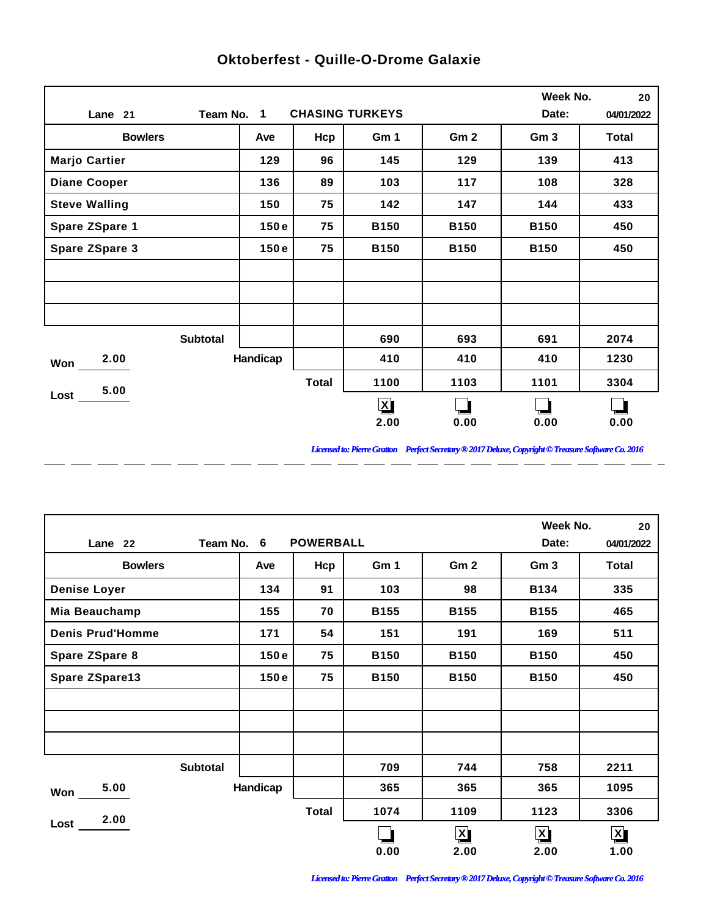# Oktoberfest - Quille-O-Drome Galaxie

| Lane 21 | Team No. 1 | CHASING TURKEYS | | | Week No. 20 | Date: 04/01/2022 |
|---|---|---|---|---|---|---|
| **Bowlers** | **Ave** | **Hcp** | **Gm 1** | **Gm 2** | **Gm 3** | **Total** |
| Marjo Cartier | 129 | 96 | 145 | 129 | 139 | 413 |
| Diane Cooper | 136 | 89 | 103 | 117 | 108 | 328 |
| Steve Walling | 150 | 75 | 142 | 147 | 144 | 433 |
| Spare ZSpare 1 | 150 e | 75 | B150 | B150 | B150 | 450 |
| Spare ZSpare 3 | 150 e | 75 | B150 | B150 | B150 | 450 |
| | | | | | | |
| | | | | | | |
| | | | | | | |
| Subtotal | | | 690 | 693 | 691 | 2074 |
| Won 2.00 | Handicap | | 410 | 410 | 410 | 1230 |
| Lost 5.00 | | Total | 1100 | 1103 | 1101 | 3304 |
| | | | [X] 2.00 | [ ] 0.00 | [ ] 0.00 | [ ] 0.00 |

*Licensed to: Pierre Gratton Perfect Secretary ® 2017 Deluxe, Copyright © Treasure Software Co. 2016*

| Lane 22 | Team No. 6 | POWERBALL | | | Week No. 20 | Date: 04/01/2022 |
|---|---|---|---|---|---|---|
| **Bowlers** | **Ave** | **Hcp** | **Gm 1** | **Gm 2** | **Gm 3** | **Total** |
| Denise Loyer | 134 | 91 | 103 | 98 | B134 | 335 |
| Mia Beauchamp | 155 | 70 | B155 | B155 | B155 | 465 |
| Denis Prud'Homme | 171 | 54 | 151 | 191 | 169 | 511 |
| Spare ZSpare 8 | 150 e | 75 | B150 | B150 | B150 | 450 |
| Spare ZSpare13 | 150 e | 75 | B150 | B150 | B150 | 450 |
| | | | | | | |
| | | | | | | |
| | | | | | | |
| Subtotal | | | 709 | 744 | 758 | 2211 |
| Won 5.00 | Handicap | | 365 | 365 | 365 | 1095 |
| Lost 2.00 | | Total | 1074 | 1109 | 1123 | 3306 |
| | | | [ ] 0.00 | [X] 2.00 | [X] 2.00 | [X] 1.00 |

*Licensed to: Pierre Gratton Perfect Secretary ® 2017 Deluxe, Copyright © Treasure Software Co. 2016*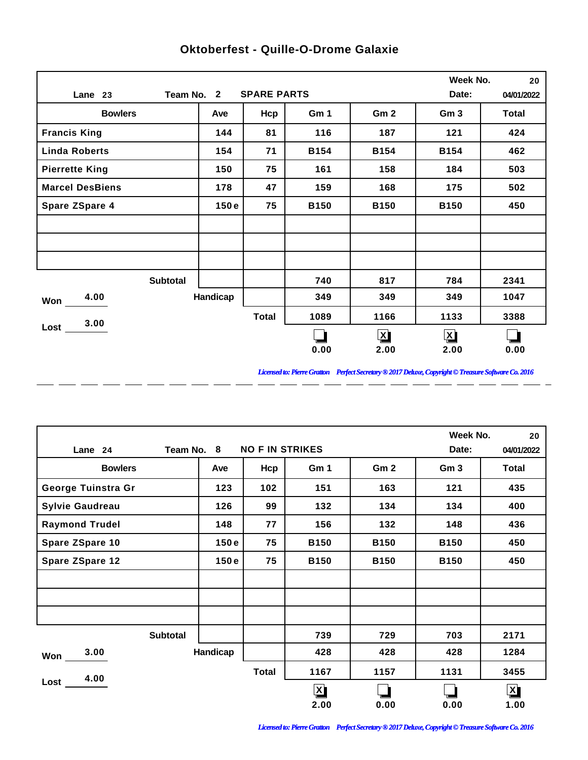# Oktoberfest - Quille-O-Drome Galaxie

| | | | | | | | Week No. | 20 |
|---|---|---|---|---|---|---|---|---|
| Lane 23 | Team No. 2 | SPARE PARTS | | | | | Date: | 04/01/2022 |

| Bowlers | Ave | Hcp | Gm 1 | Gm 2 | Gm 3 | Total |
|---|---|---|---|---|---|---|
| Francis King | 144 | 81 | 116 | 187 | 121 | 424 |
| Linda Roberts | 154 | 71 | B154 | B154 | B154 | 462 |
| Pierrette King | 150 | 75 | 161 | 158 | 184 | 503 |
| Marcel DesBiens | 178 | 47 | 159 | 168 | 175 | 502 |
| Spare ZSpare 4 | 150 e | 75 | B150 | B150 | B150 | 450 |
| | | | | | | |
| | | | | | | |
| | | | | | | |
| Subtotal | | | 740 | 817 | 784 | 2341 |
| Won 4.00 | Handicap | | 349 | 349 | 349 | 1047 |
| Lost 3.00 | | Total | 1089 | 1166 | 1133 | 3388 |
| | | | ☐ 0.00 | ☒ 2.00 | ☒ 2.00 | ☐ 0.00 |

*Licensed to: Pierre Gratton Perfect Secretary ® 2017 Deluxe, Copyright © Treasure Software Co. 2016*

| | | | | | | | Week No. | 20 |
|---|---|---|---|---|---|---|---|---|
| Lane 24 | Team No. 8 | NO F IN STRIKES | | | | | Date: | 04/01/2022 |

| Bowlers | Ave | Hcp | Gm 1 | Gm 2 | Gm 3 | Total |
|---|---|---|---|---|---|---|
| George Tuinstra Gr | 123 | 102 | 151 | 163 | 121 | 435 |
| Sylvie Gaudreau | 126 | 99 | 132 | 134 | 134 | 400 |
| Raymond Trudel | 148 | 77 | 156 | 132 | 148 | 436 |
| Spare ZSpare 10 | 150 e | 75 | B150 | B150 | B150 | 450 |
| Spare ZSpare 12 | 150 e | 75 | B150 | B150 | B150 | 450 |
| | | | | | | |
| | | | | | | |
| | | | | | | |
| Subtotal | | | 739 | 729 | 703 | 2171 |
| Won 3.00 | Handicap | | 428 | 428 | 428 | 1284 |
| Lost 4.00 | | Total | 1167 | 1157 | 1131 | 3455 |
| | | | ☒ 2.00 | ☐ 0.00 | ☐ 0.00 | ☒ 1.00 |

*Licensed to: Pierre Gratton Perfect Secretary ® 2017 Deluxe, Copyright © Treasure Software Co. 2016*